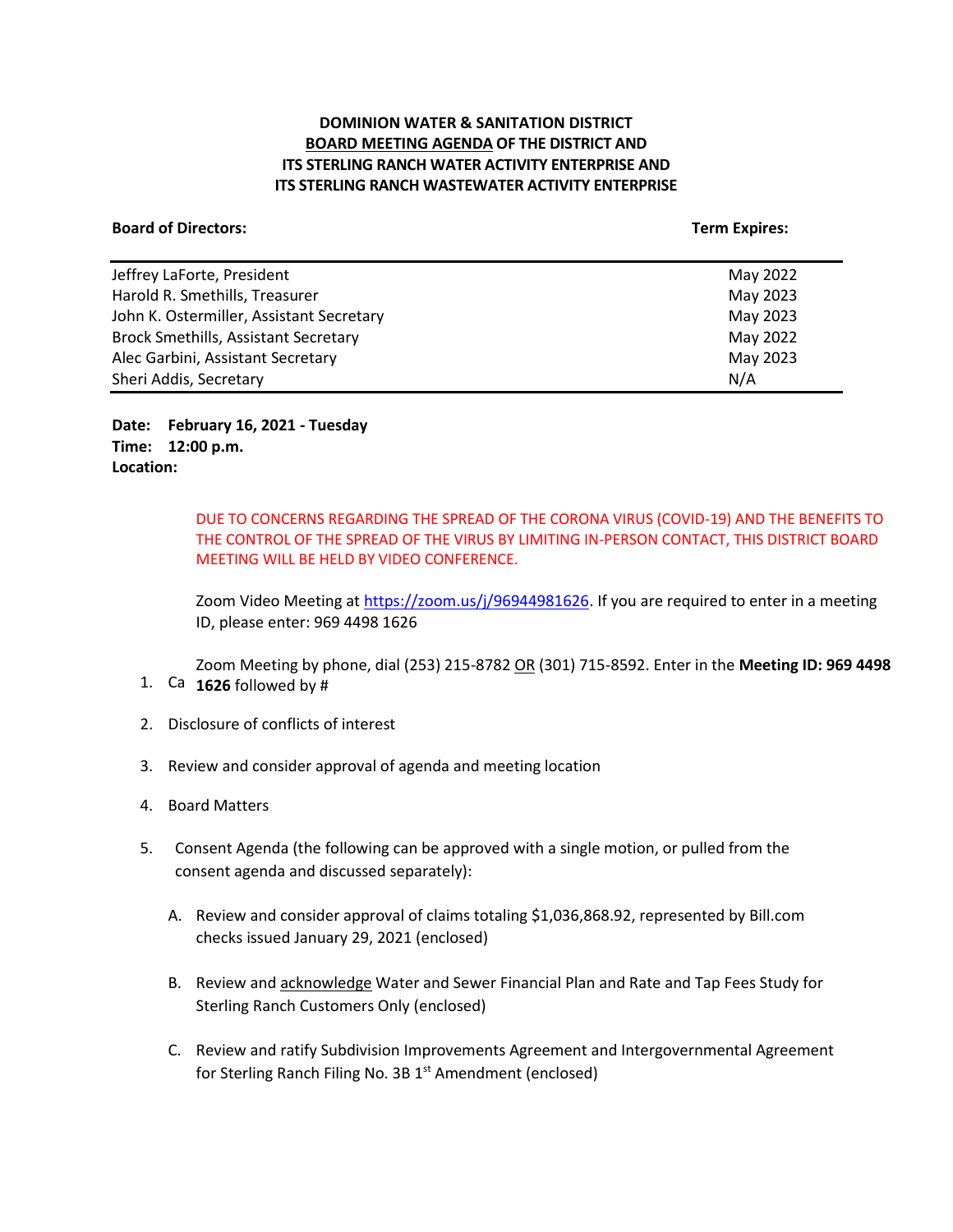**DOMINION WATER & SANITATION DISTRICT**
**BOARD MEETING AGENDA OF THE DISTRICT AND**
**ITS STERLING RANCH WATER ACTIVITY ENTERPRISE AND**
**ITS STERLING RANCH WASTEWATER ACTIVITY ENTERPRISE**

| **Board of Directors:** | **Term Expires:** |
| --- | --- |
| Jeffrey LaForte, President | May 2022 |
| Harold R. Smethills, Treasurer | May 2023 |
| John K. Ostermiller, Assistant Secretary | May 2023 |
| Brock Smethills, Assistant Secretary | May 2022 |
| Alec Garbini, Assistant Secretary | May 2023 |
| Sheri Addis, Secretary | N/A |

**Date: February 16, 2021 - Tuesday**
**Time: 12:00 p.m.**
**Location:**

DUE TO CONCERNS REGARDING THE SPREAD OF THE CORONA VIRUS (COVID-19) AND THE BENEFITS TO THE CONTROL OF THE SPREAD OF THE VIRUS BY LIMITING IN-PERSON CONTACT, THIS DISTRICT BOARD MEETING WILL BE HELD BY VIDEO CONFERENCE.

Zoom Video Meeting at https://zoom.us/j/96944981626. If you are required to enter in a meeting ID, please enter: 969 4498 1626

Zoom Meeting by phone, dial (253) 215-8782 OR (301) 715-8592. Enter in the **Meeting ID: 969 4498 1626** followed by #

1. Ca
2. Disclosure of conflicts of interest
3. Review and consider approval of agenda and meeting location
4. Board Matters
5. Consent Agenda (the following can be approved with a single motion, or pulled from the consent agenda and discussed separately):

   A. Review and consider approval of claims totaling $1,036,868.92, represented by Bill.com checks issued January 29, 2021 (enclosed)

   B. Review and acknowledge Water and Sewer Financial Plan and Rate and Tap Fees Study for Sterling Ranch Customers Only (enclosed)

   C. Review and ratify Subdivision Improvements Agreement and Intergovernmental Agreement for Sterling Ranch Filing No. 3B 1st Amendment (enclosed)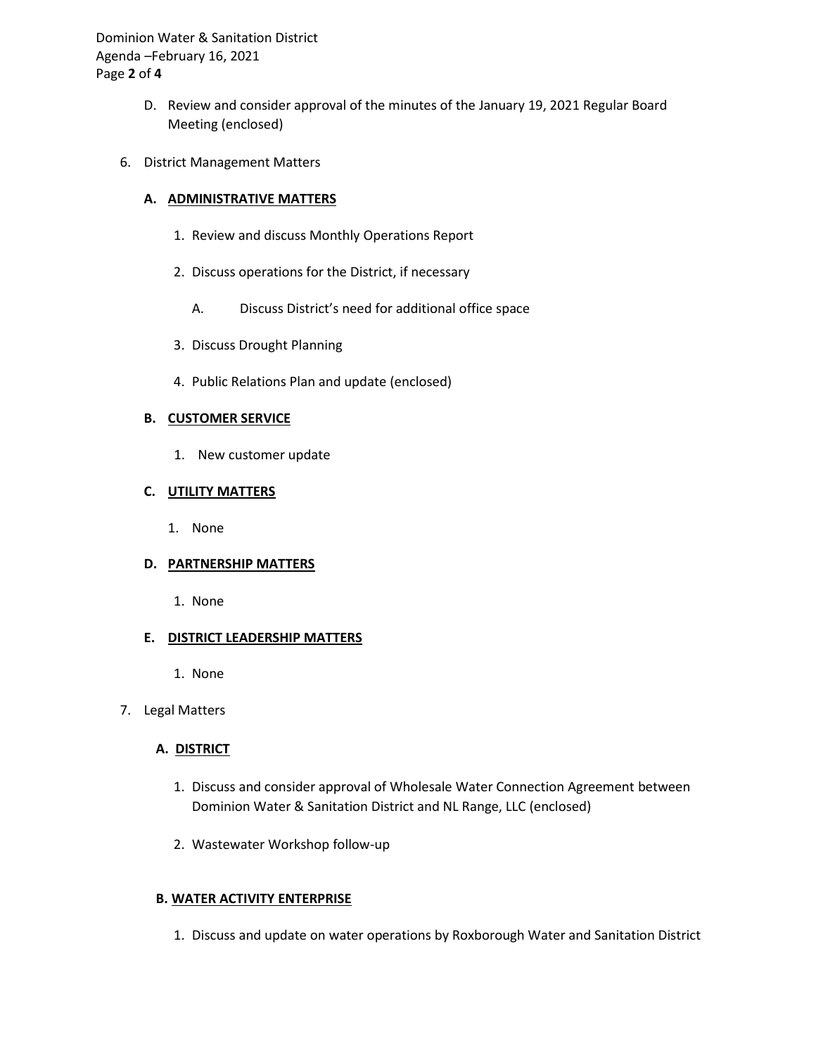D. Review and consider approval of the minutes of the January 19, 2021 Regular Board Meeting (enclosed)

6. District Management Matters

   **A. ADMINISTRATIVE MATTERS**

   1. Review and discuss Monthly Operations Report
   2. Discuss operations for the District, if necessary

      A. Discuss District's need for additional office space

   3. Discuss Drought Planning
   4. Public Relations Plan and update (enclosed)

   **B. CUSTOMER SERVICE**

   1. New customer update

   **C. UTILITY MATTERS**

   1. None

   **D. PARTNERSHIP MATTERS**

   1. None

   **E. DISTRICT LEADERSHIP MATTERS**

   1. None

7. Legal Matters

   **A. DISTRICT**

   1. Discuss and consider approval of Wholesale Water Connection Agreement between Dominion Water & Sanitation District and NL Range, LLC (enclosed)
   2. Wastewater Workshop follow-up

   **B. WATER ACTIVITY ENTERPRISE**

   1. Discuss and update on water operations by Roxborough Water and Sanitation District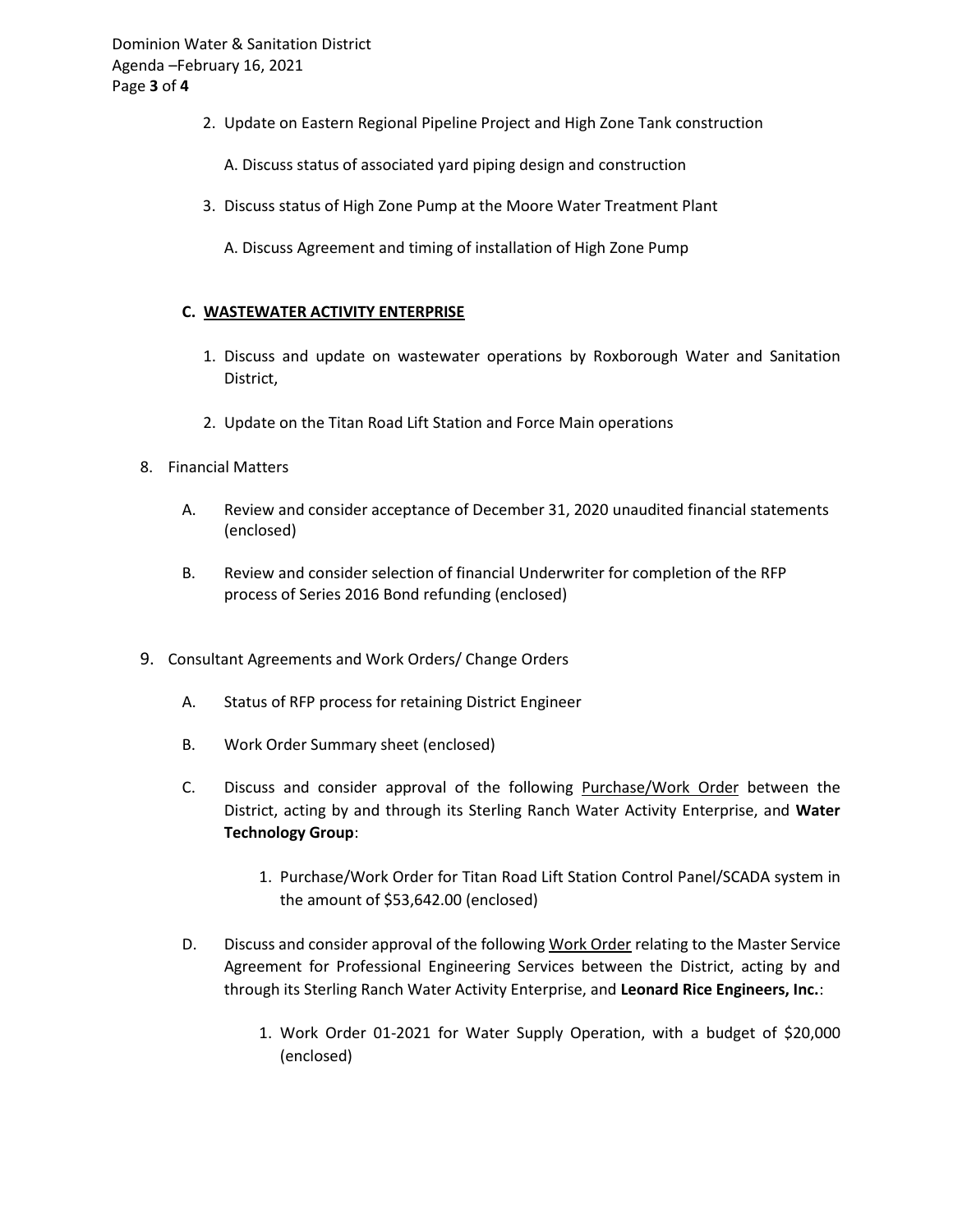2. Update on Eastern Regional Pipeline Project and High Zone Tank construction

   A. Discuss status of associated yard piping design and construction

3. Discuss status of High Zone Pump at the Moore Water Treatment Plant

   A. Discuss Agreement and timing of installation of High Zone Pump

**C. <u>WASTEWATER ACTIVITY ENTERPRISE</u>**

1. Discuss and update on wastewater operations by Roxborough Water and Sanitation District,

2. Update on the Titan Road Lift Station and Force Main operations

8. Financial Matters

   A. Review and consider acceptance of December 31, 2020 unaudited financial statements (enclosed)

   B. Review and consider selection of financial Underwriter for completion of the RFP process of Series 2016 Bond refunding (enclosed)

9. Consultant Agreements and Work Orders/ Change Orders

   A. Status of RFP process for retaining District Engineer

   B. Work Order Summary sheet (enclosed)

   C. Discuss and consider approval of the following <u>Purchase/Work Order</u> between the District, acting by and through its Sterling Ranch Water Activity Enterprise, and **Water Technology Group**:

      1. Purchase/Work Order for Titan Road Lift Station Control Panel/SCADA system in the amount of $53,642.00 (enclosed)

   D. Discuss and consider approval of the following <u>Work Order</u> relating to the Master Service Agreement for Professional Engineering Services between the District, acting by and through its Sterling Ranch Water Activity Enterprise, and **Leonard Rice Engineers, Inc.**:

      1. Work Order 01-2021 for Water Supply Operation, with a budget of $20,000 (enclosed)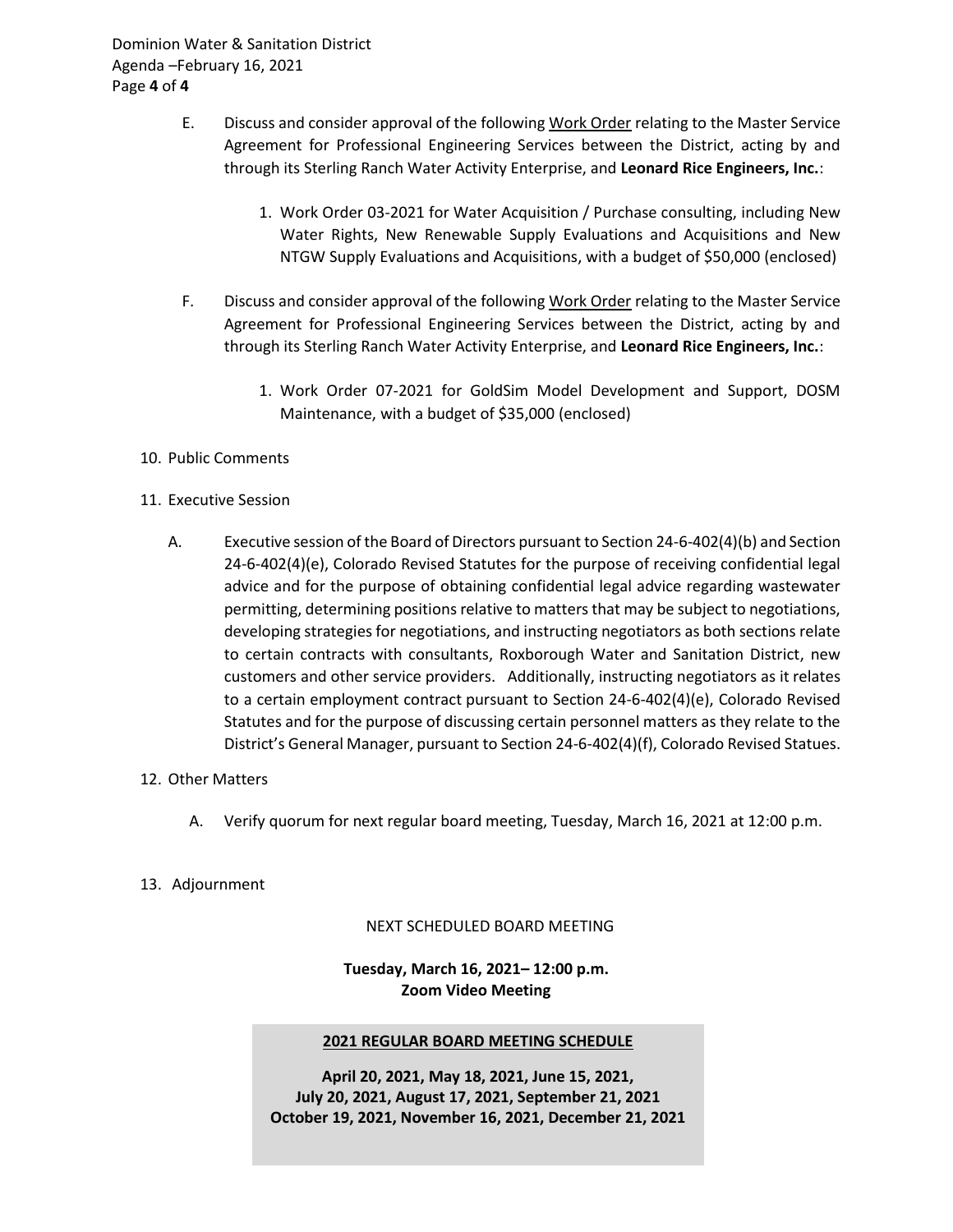E. Discuss and consider approval of the following Work Order relating to the Master Service Agreement for Professional Engineering Services between the District, acting by and through its Sterling Ranch Water Activity Enterprise, and **Leonard Rice Engineers, Inc.**:

   1. Work Order 03-2021 for Water Acquisition / Purchase consulting, including New Water Rights, New Renewable Supply Evaluations and Acquisitions and New NTGW Supply Evaluations and Acquisitions, with a budget of $50,000 (enclosed)

F. Discuss and consider approval of the following Work Order relating to the Master Service Agreement for Professional Engineering Services between the District, acting by and through its Sterling Ranch Water Activity Enterprise, and **Leonard Rice Engineers, Inc.**:

   1. Work Order 07-2021 for GoldSim Model Development and Support, DOSM Maintenance, with a budget of $35,000 (enclosed)

10. Public Comments

11. Executive Session

    A. Executive session of the Board of Directors pursuant to Section 24-6-402(4)(b) and Section 24-6-402(4)(e), Colorado Revised Statutes for the purpose of receiving confidential legal advice and for the purpose of obtaining confidential legal advice regarding wastewater permitting, determining positions relative to matters that may be subject to negotiations, developing strategies for negotiations, and instructing negotiators as both sections relate to certain contracts with consultants, Roxborough Water and Sanitation District, new customers and other service providers. Additionally, instructing negotiators as it relates to a certain employment contract pursuant to Section 24-6-402(4)(e), Colorado Revised Statutes and for the purpose of discussing certain personnel matters as they relate to the District's General Manager, pursuant to Section 24-6-402(4)(f), Colorado Revised Statues.

12. Other Matters

    A. Verify quorum for next regular board meeting, Tuesday, March 16, 2021 at 12:00 p.m.

13. Adjournment

NEXT SCHEDULED BOARD MEETING

**Tuesday, March 16, 2021– 12:00 p.m.**
**Zoom Video Meeting**

**2021 REGULAR BOARD MEETING SCHEDULE**

**April 20, 2021, May 18, 2021, June 15, 2021,**
**July 20, 2021, August 17, 2021, September 21, 2021**
**October 19, 2021, November 16, 2021, December 21, 2021**